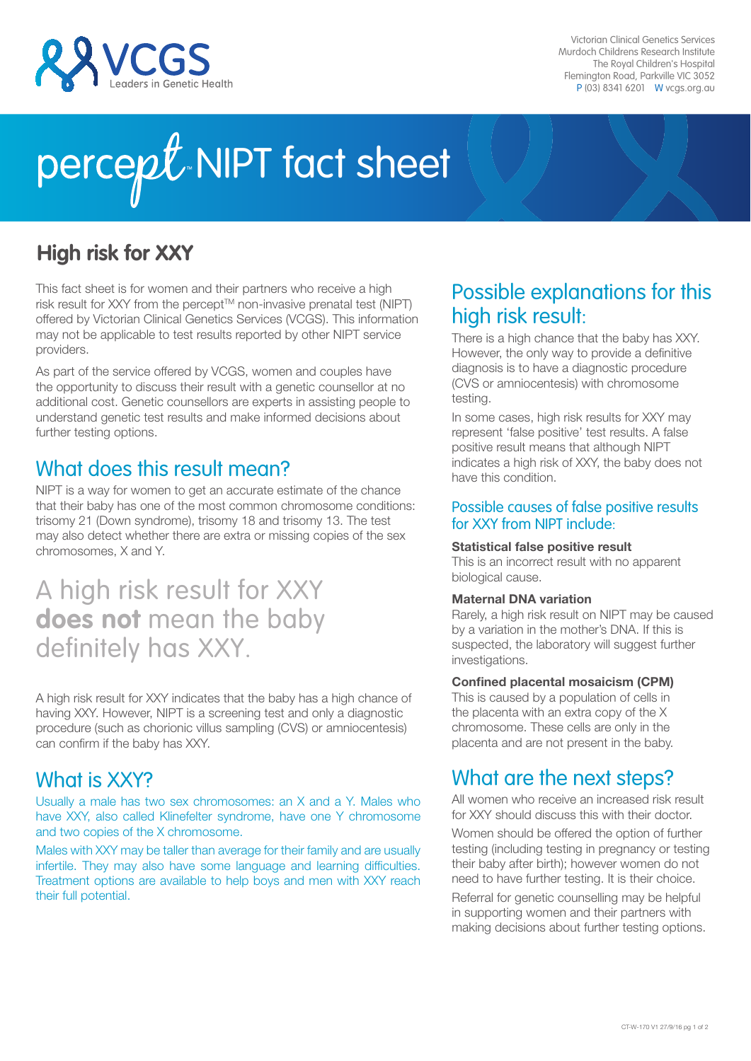Victorian Clinical Genetics Services
Murdoch Childrens Research Institute
The Royal Children's Hospital
Flemington Road, Parkville VIC 3052
P (03) 8341 6201 W vcgs.org.au

# percept™ NIPT fact sheet

## High risk for XXY

This fact sheet is for women and their partners who receive a high risk result for XXY from the percept™ non-invasive prenatal test (NIPT) offered by Victorian Clinical Genetics Services (VCGS). This information may not be applicable to test results reported by other NIPT service providers.

As part of the service offered by VCGS, women and couples have the opportunity to discuss their result with a genetic counsellor at no additional cost. Genetic counsellors are experts in assisting people to understand genetic test results and make informed decisions about further testing options.

## What does this result mean?

NIPT is a way for women to get an accurate estimate of the chance that their baby has one of the most common chromosome conditions: trisomy 21 (Down syndrome), trisomy 18 and trisomy 13. The test may also detect whether there are extra or missing copies of the sex chromosomes, X and Y.

> A high risk result for XXY **does not** mean the baby definitely has XXY.

A high risk result for XXY indicates that the baby has a high chance of having XXY. However, NIPT is a screening test and only a diagnostic procedure (such as chorionic villus sampling (CVS) or amniocentesis) can confirm if the baby has XXY.

## What is XXY?

Usually a male has two sex chromosomes: an X and a Y. Males who have XXY, also called Klinefelter syndrome, have one Y chromosome and two copies of the X chromosome.

Males with XXY may be taller than average for their family and are usually infertile. They may also have some language and learning difficulties. Treatment options are available to help boys and men with XXY reach their full potential.

## Possible explanations for this high risk result:

There is a high chance that the baby has XXY. However, the only way to provide a definitive diagnosis is to have a diagnostic procedure (CVS or amniocentesis) with chromosome testing.

In some cases, high risk results for XXY may represent 'false positive' test results. A false positive result means that although NIPT indicates a high risk of XXY, the baby does not have this condition.

### Possible causes of false positive results for XXY from NIPT include:

**Statistical false positive result**
This is an incorrect result with no apparent biological cause.

**Maternal DNA variation**
Rarely, a high risk result on NIPT may be caused by a variation in the mother's DNA. If this is suspected, the laboratory will suggest further investigations.

**Confined placental mosaicism (CPM)**
This is caused by a population of cells in the placenta with an extra copy of the X chromosome. These cells are only in the placenta and are not present in the baby.

## What are the next steps?

All women who receive an increased risk result for XXY should discuss this with their doctor.

Women should be offered the option of further testing (including testing in pregnancy or testing their baby after birth); however women do not need to have further testing. It is their choice.

Referral for genetic counselling may be helpful in supporting women and their partners with making decisions about further testing options.

CT-W-170 V1 27/9/16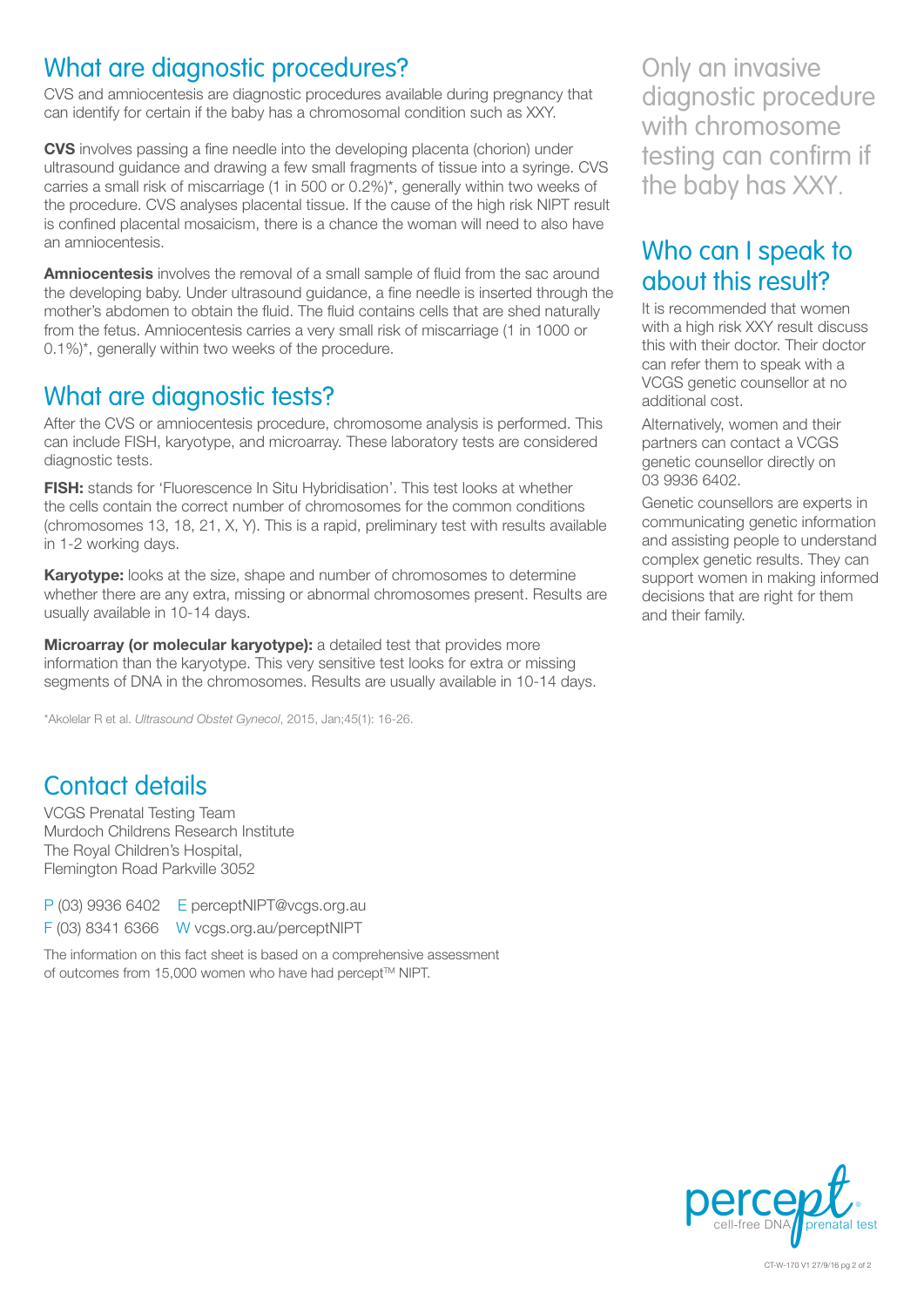## What are diagnostic procedures?

CVS and amniocentesis are diagnostic procedures available during pregnancy that can identify for certain if the baby has a chromosomal condition such as XXY.

**CVS** involves passing a fine needle into the developing placenta (chorion) under ultrasound guidance and drawing a few small fragments of tissue into a syringe. CVS carries a small risk of miscarriage (1 in 500 or 0.2%)*, generally within two weeks of the procedure. CVS analyses placental tissue. If the cause of the high risk NIPT result is confined placental mosaicism, there is a chance the woman will need to also have an amniocentesis.

**Amniocentesis** involves the removal of a small sample of fluid from the sac around the developing baby. Under ultrasound guidance, a fine needle is inserted through the mother's abdomen to obtain the fluid. The fluid contains cells that are shed naturally from the fetus. Amniocentesis carries a very small risk of miscarriage (1 in 1000 or 0.1%)*, generally within two weeks of the procedure.

## What are diagnostic tests?

After the CVS or amniocentesis procedure, chromosome analysis is performed. This can include FISH, karyotype, and microarray. These laboratory tests are considered diagnostic tests.

**FISH:** stands for 'Fluorescence In Situ Hybridisation'. This test looks at whether the cells contain the correct number of chromosomes for the common conditions (chromosomes 13, 18, 21, X, Y). This is a rapid, preliminary test with results available in 1-2 working days.

**Karyotype:** looks at the size, shape and number of chromosomes to determine whether there are any extra, missing or abnormal chromosomes present. Results are usually available in 10-14 days.

**Microarray (or molecular karyotype):** a detailed test that provides more information than the karyotype. This very sensitive test looks for extra or missing segments of DNA in the chromosomes. Results are usually available in 10-14 days.

*Akolelar R et al. *Ultrasound Obstet Gynecol*, 2015, Jan;45(1): 16-26.

## Contact details

VCGS Prenatal Testing Team
Murdoch Childrens Research Institute
The Royal Children's Hospital,
Flemington Road Parkville 3052

P (03) 9936 6402 E perceptNIPT@vcgs.org.au
F (03) 8341 6366 W vcgs.org.au/perceptNIPT

The information on this fact sheet is based on a comprehensive assessment of outcomes from 15,000 women who have had percept™ NIPT.

Only an invasive diagnostic procedure with chromosome testing can confirm if the baby has XXY.

## Who can I speak to about this result?

It is recommended that women with a high risk XXY result discuss this with their doctor. Their doctor can refer them to speak with a VCGS genetic counsellor at no additional cost.

Alternatively, women and their partners can contact a VCGS genetic counsellor directly on 03 9936 6402.

Genetic counsellors are experts in communicating genetic information and assisting people to understand complex genetic results. They can support women in making informed decisions that are right for them and their family.

percept® cell-free DNA prenatal test

CT-W-170 V1 27/9/16